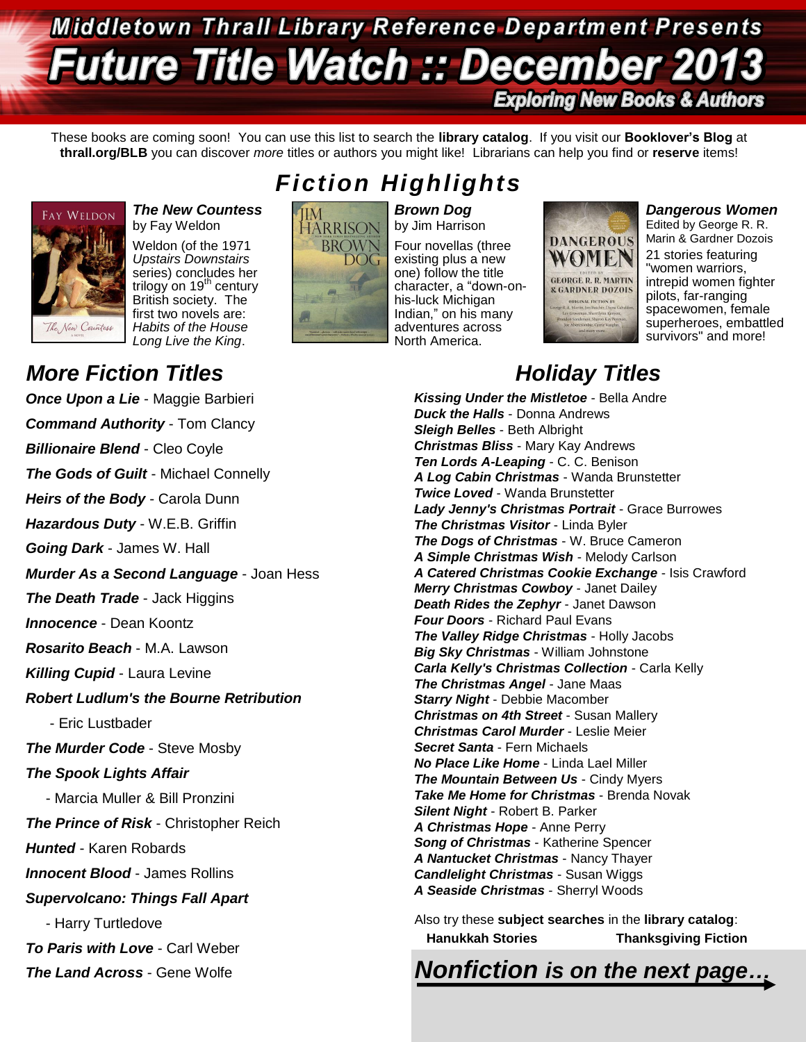Middletown Thrall Library Reference Department Presents

# Future Title Watch :: December 2013

**Exploring New Books & Authors**

These books are coming soon! You can use this list to search the **library catalog**. If you visit our **Booklover's Blog** at **thrall.org/BLB** you can discover *more* titles or authors you might like! Librarians can help you find or **reserve** items!

## Fiction Highlights

***The New Countess***
by Fay Weldon

Weldon (of the 1971 *Upstairs Downstairs* series) concludes her trilogy on 19th century British society. The first two novels are: *Habits of the House* *Long Live the King*.

***Brown Dog***
by Jim Harrison

Four novellas (three existing plus a new one) follow the title character, a "down-on-his-luck Michigan Indian," on his many adventures across North America.

***Dangerous Women***
Edited by George R. R. Marin & Gardner Dozois

21 stories featuring "women warriors, intrepid women fighter pilots, far-ranging spacewomen, female superheroes, embattled survivors" and more!

## More Fiction Titles

***Once Upon a Lie*** - Maggie Barbieri

***Command Authority*** - Tom Clancy

***Billionaire Blend*** - Cleo Coyle

***The Gods of Guilt*** - Michael Connelly

***Heirs of the Body*** - Carola Dunn

***Hazardous Duty*** - W.E.B. Griffin

***Going Dark*** - James W. Hall

***Murder As a Second Language*** - Joan Hess

***The Death Trade*** - Jack Higgins

***Innocence*** - Dean Koontz

***Rosarito Beach*** - M.A. Lawson

***Killing Cupid*** - Laura Levine

***Robert Ludlum's the Bourne Retribution*** - Eric Lustbader

***The Murder Code*** - Steve Mosby

***The Spook Lights Affair*** - Marcia Muller & Bill Pronzini

***The Prince of Risk*** - Christopher Reich

***Hunted*** - Karen Robards

***Innocent Blood*** - James Rollins

***Supervolcano: Things Fall Apart*** - Harry Turtledove

***To Paris with Love*** - Carl Weber

***The Land Across*** - Gene Wolfe

## Holiday Titles

***Kissing Under the Mistletoe*** - Bella Andre
***Duck the Halls*** - Donna Andrews
***Sleigh Belles*** - Beth Albright
***Christmas Bliss*** - Mary Kay Andrews
***Ten Lords A-Leaping*** - C. C. Benison
***A Log Cabin Christmas*** - Wanda Brunstetter
***Twice Loved*** - Wanda Brunstetter
***Lady Jenny's Christmas Portrait*** - Grace Burrowes
***The Christmas Visitor*** - Linda Byler
***The Dogs of Christmas*** - W. Bruce Cameron
***A Simple Christmas Wish*** - Melody Carlson
***A Catered Christmas Cookie Exchange*** - Isis Crawford
***Merry Christmas Cowboy*** - Janet Dailey
***Death Rides the Zephyr*** - Janet Dawson
***Four Doors*** - Richard Paul Evans
***The Valley Ridge Christmas*** - Holly Jacobs
***Big Sky Christmas*** - William Johnstone
***Carla Kelly's Christmas Collection*** - Carla Kelly
***The Christmas Angel*** - Jane Maas
***Starry Night*** - Debbie Macomber
***Christmas on 4th Street*** - Susan Mallery
***Christmas Carol Murder*** - Leslie Meier
***Secret Santa*** - Fern Michaels
***No Place Like Home*** - Linda Lael Miller
***The Mountain Between Us*** - Cindy Myers
***Take Me Home for Christmas*** - Brenda Novak
***Silent Night*** - Robert B. Parker
***A Christmas Hope*** - Anne Perry
***Song of Christmas*** - Katherine Spencer
***A Nantucket Christmas*** - Nancy Thayer
***Candlelight Christmas*** - Susan Wiggs
***A Seaside Christmas*** - Sherryl Woods

Also try these **subject searches** in the **library catalog**:

**Hanukkah Stories** **Thanksgiving Fiction**

***Nonfiction is on the next page…***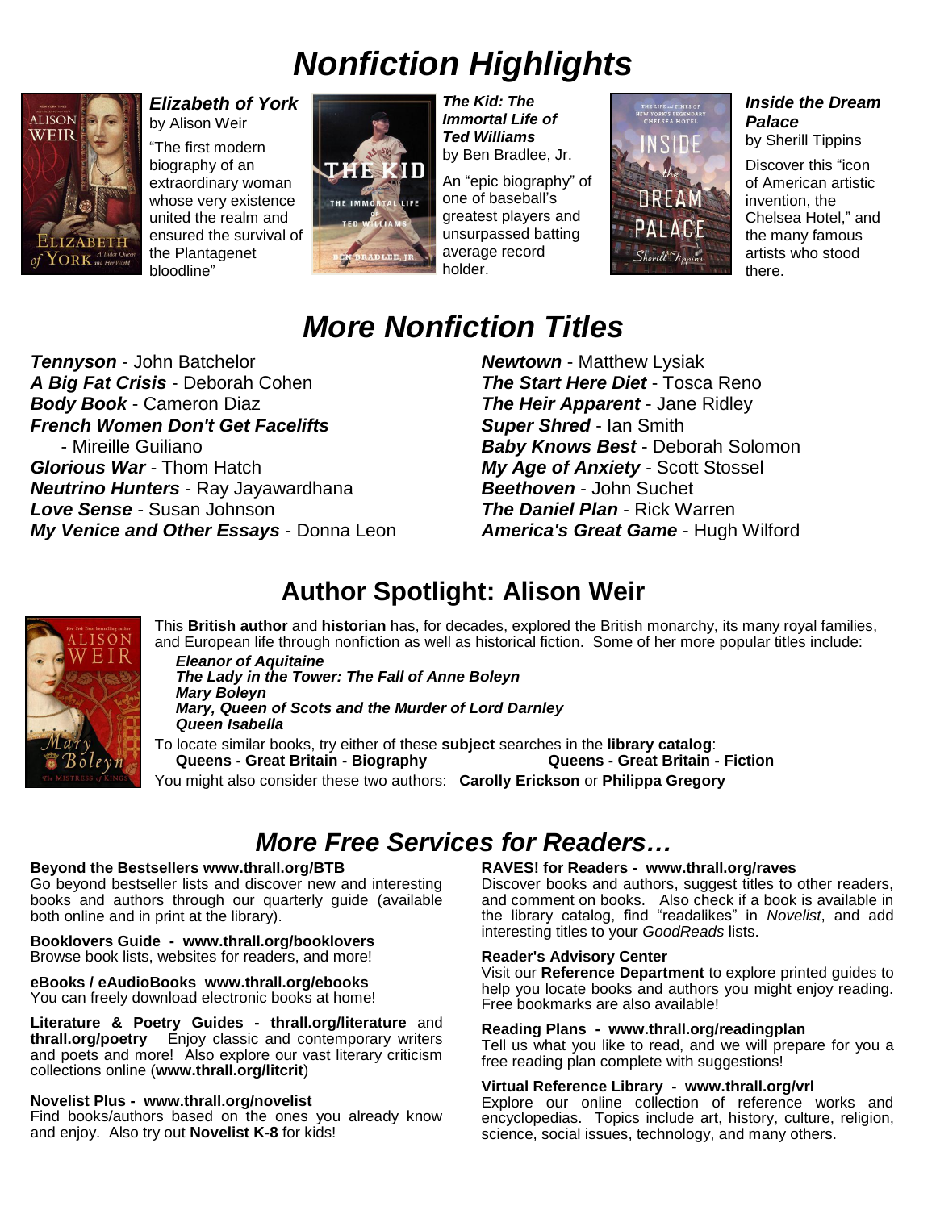# *Nonfiction Highlights*

***Elizabeth of York***
by Alison Weir

"The first modern biography of an extraordinary woman whose very existence united the realm and ensured the survival of the Plantagenet bloodline"

***The Kid: The Immortal Life of Ted Williams***
by Ben Bradlee, Jr.

An "epic biography" of one of baseball's greatest players and unsurpassed batting average record holder.

***Inside the Dream Palace***
by Sherill Tippins

Discover this "icon of American artistic invention, the Chelsea Hotel," and the many famous artists who stood there.

# *More Nonfiction Titles*

***Tennyson*** - John Batchelor
***A Big Fat Crisis*** - Deborah Cohen
***Body Book*** - Cameron Diaz
***French Women Don't Get Facelifts*** - Mireille Guiliano
***Glorious War*** - Thom Hatch
***Neutrino Hunters*** - Ray Jayawardhana
***Love Sense*** - Susan Johnson
***My Venice and Other Essays*** - Donna Leon
***Newtown*** - Matthew Lysiak
***The Start Here Diet*** - Tosca Reno
***The Heir Apparent*** - Jane Ridley
***Super Shred*** - Ian Smith
***Baby Knows Best*** - Deborah Solomon
***My Age of Anxiety*** - Scott Stossel
***Beethoven*** - John Suchet
***The Daniel Plan*** - Rick Warren
***America's Great Game*** - Hugh Wilford

# Author Spotlight: Alison Weir

This **British author** and **historian** has, for decades, explored the British monarchy, its many royal families, and European life through nonfiction as well as historical fiction. Some of her more popular titles include:

***Eleanor of Aquitaine***
***The Lady in the Tower: The Fall of Anne Boleyn***
***Mary Boleyn***
***Mary, Queen of Scots and the Murder of Lord Darnley***
***Queen Isabella***

To locate similar books, try either of these **subject** searches in the **library catalog**:
**Queens - Great Britain - Biography** **Queens - Great Britain - Fiction**

You might also consider these two authors: **Carolly Erickson** or **Philippa Gregory**

# *More Free Services for Readers…*

**Beyond the Bestsellers www.thrall.org/BTB**
Go beyond bestseller lists and discover new and interesting books and authors through our quarterly guide (available both online and in print at the library).

**Booklovers Guide - www.thrall.org/booklovers**
Browse book lists, websites for readers, and more!

**eBooks / eAudioBooks www.thrall.org/ebooks**
You can freely download electronic books at home!

**Literature & Poetry Guides - thrall.org/literature** and **thrall.org/poetry** Enjoy classic and contemporary writers and poets and more! Also explore our vast literary criticism collections online (**www.thrall.org/litcrit**)

**Novelist Plus - www.thrall.org/novelist**
Find books/authors based on the ones you already know and enjoy. Also try out **Novelist K-8** for kids!

**RAVES! for Readers - www.thrall.org/raves**
Discover books and authors, suggest titles to other readers, and comment on books. Also check if a book is available in the library catalog, find "readalikes" in *Novelist*, and add interesting titles to your *GoodReads* lists.

**Reader's Advisory Center**
Visit our **Reference Department** to explore printed guides to help you locate books and authors you might enjoy reading. Free bookmarks are also available!

**Reading Plans - www.thrall.org/readingplan**
Tell us what you like to read, and we will prepare for you a free reading plan complete with suggestions!

**Virtual Reference Library - www.thrall.org/vrl**
Explore our online collection of reference works and encyclopedias. Topics include art, history, culture, religion, science, social issues, technology, and many others.